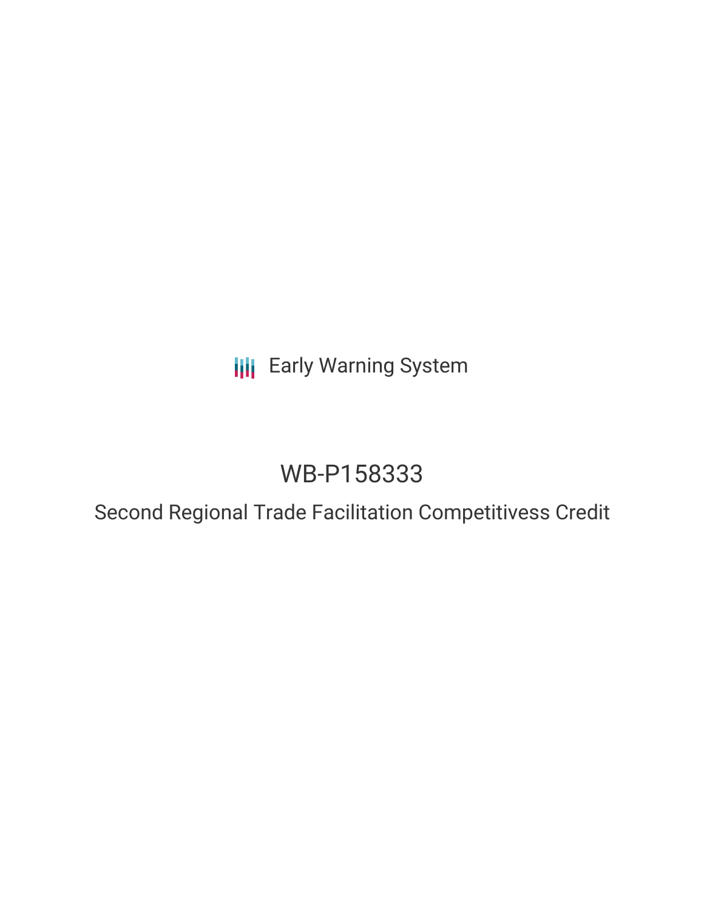Early Warning System

# WB-P158333

## Second Regional Trade Facilitation Competitivess Credit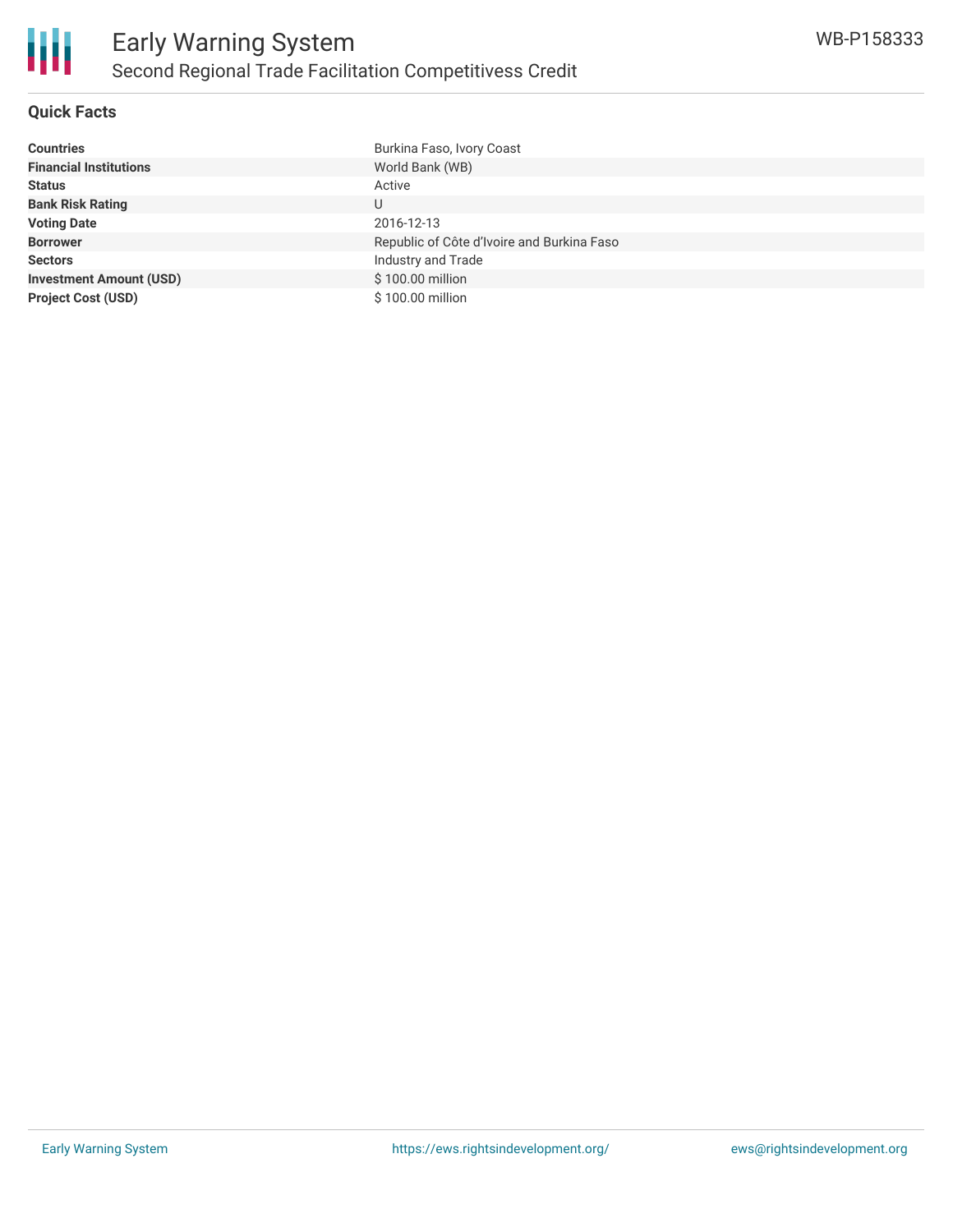## Quick Facts

| | |
|---|---|
| **Countries** | Burkina Faso, Ivory Coast |
| **Financial Institutions** | World Bank (WB) |
| **Status** | Active |
| **Bank Risk Rating** | U |
| **Voting Date** | 2016-12-13 |
| **Borrower** | Republic of Côte d'Ivoire and Burkina Faso |
| **Sectors** | Industry and Trade |
| **Investment Amount (USD)** | $ 100.00 million |
| **Project Cost (USD)** | $ 100.00 million |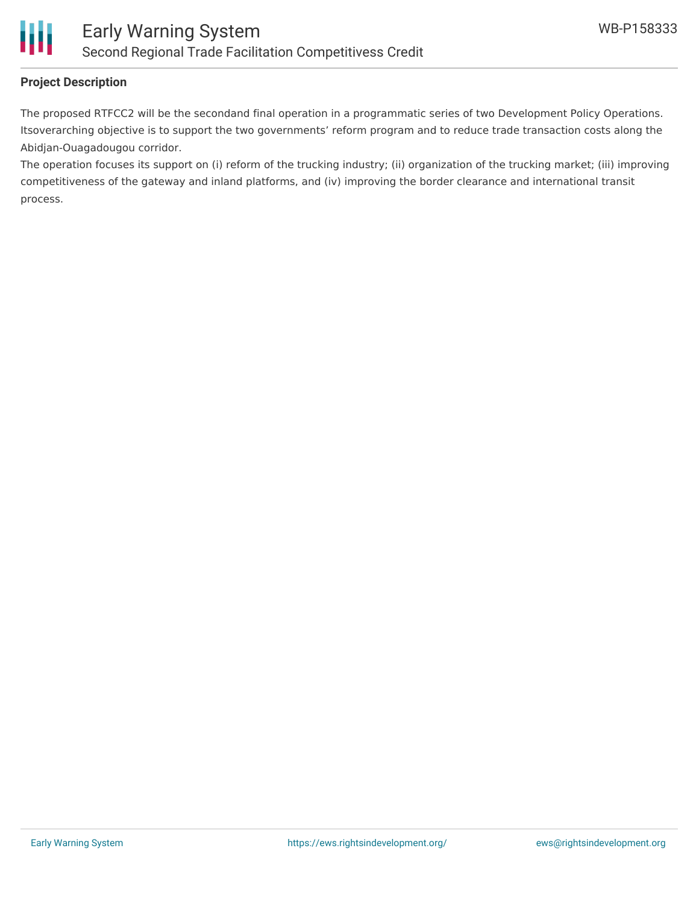**Project Description**

The proposed RTFCC2 will be the secondand final operation in a programmatic series of two Development Policy Operations. Itsoverarching objective is to support the two governments' reform program and to reduce trade transaction costs along the Abidjan-Ouagadougou corridor.

The operation focuses its support on (i) reform of the trucking industry; (ii) organization of the trucking market; (iii) improving competitiveness of the gateway and inland platforms, and (iv) improving the border clearance and international transit process.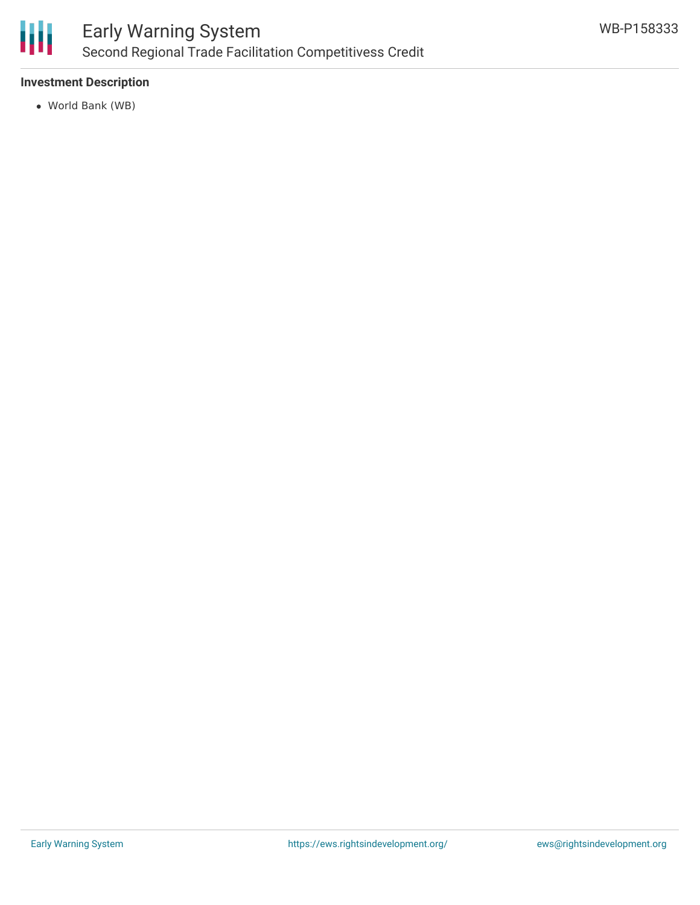### Investment Description

- World Bank (WB)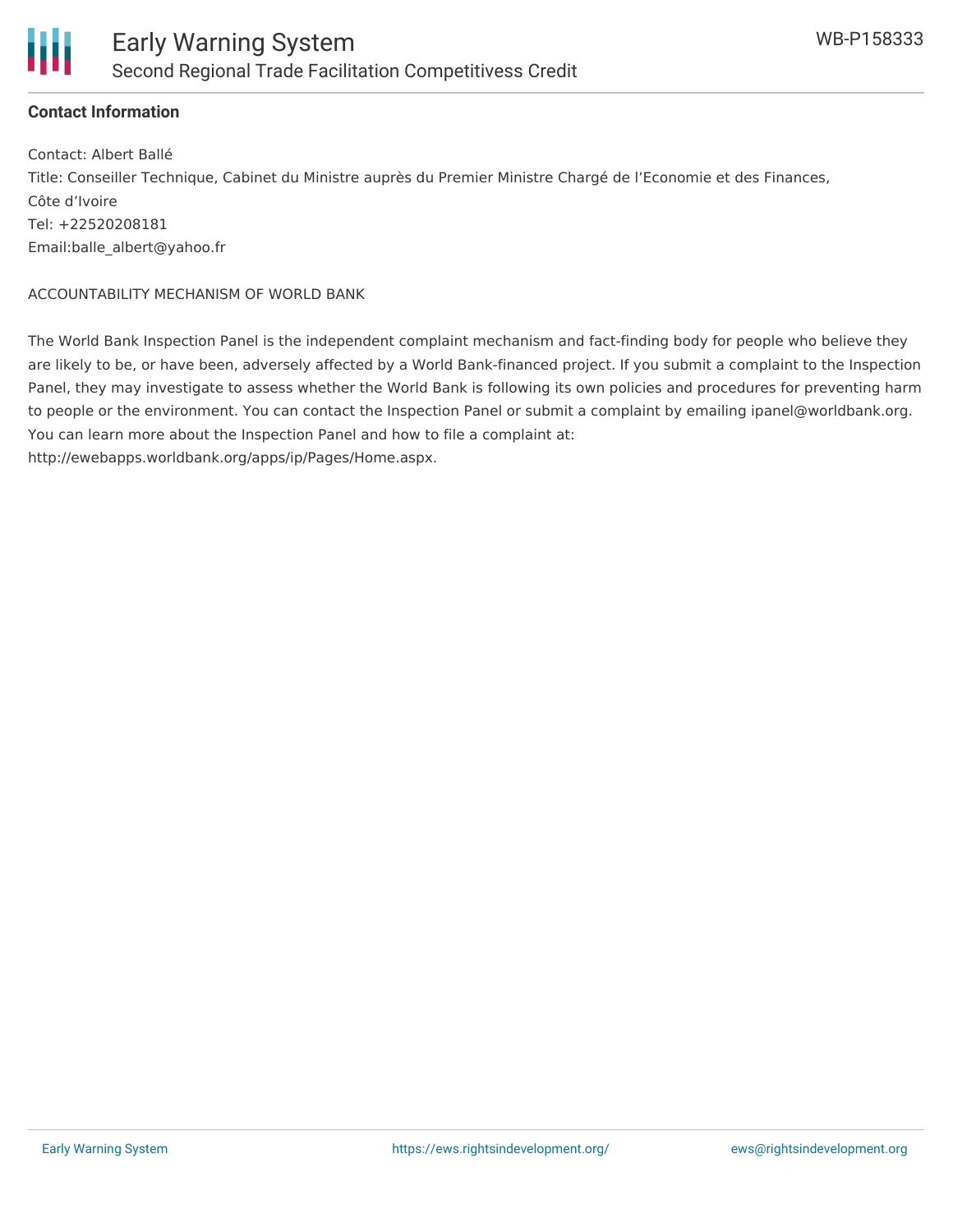**Contact Information**

Contact: Albert Ballé
Title: Conseiller Technique, Cabinet du Ministre auprès du Premier Ministre Chargé de l'Economie et des Finances, Côte d'Ivoire
Tel: +22520208181
Email:balle_albert@yahoo.fr

ACCOUNTABILITY MECHANISM OF WORLD BANK

The World Bank Inspection Panel is the independent complaint mechanism and fact-finding body for people who believe they are likely to be, or have been, adversely affected by a World Bank-financed project. If you submit a complaint to the Inspection Panel, they may investigate to assess whether the World Bank is following its own policies and procedures for preventing harm to people or the environment. You can contact the Inspection Panel or submit a complaint by emailing ipanel@worldbank.org. You can learn more about the Inspection Panel and how to file a complaint at: http://ewebapps.worldbank.org/apps/ip/Pages/Home.aspx.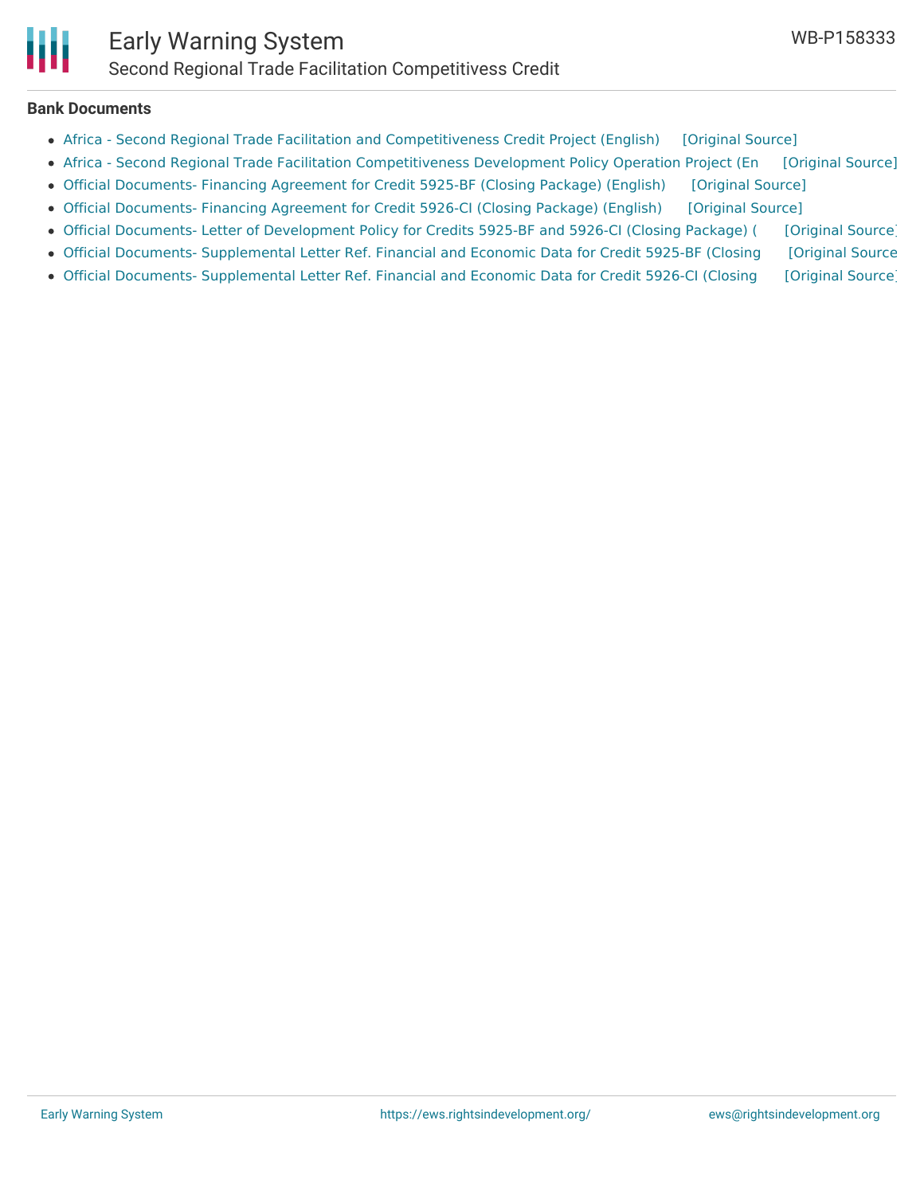### Bank Documents

- Africa - Second Regional Trade Facilitation and Competitiveness Credit Project (English) [Original Source]
- Africa - Second Regional Trade Facilitation Competitiveness Development Policy Operation Project (En [Original Source]
- Official Documents- Financing Agreement for Credit 5925-BF (Closing Package) (English) [Original Source]
- Official Documents- Financing Agreement for Credit 5926-CI (Closing Package) (English) [Original Source]
- Official Documents- Letter of Development Policy for Credits 5925-BF and 5926-CI (Closing Package) ( [Original Source]
- Official Documents- Supplemental Letter Ref. Financial and Economic Data for Credit 5925-BF (Closing [Original Source
- Official Documents- Supplemental Letter Ref. Financial and Economic Data for Credit 5926-CI (Closing [Original Source]